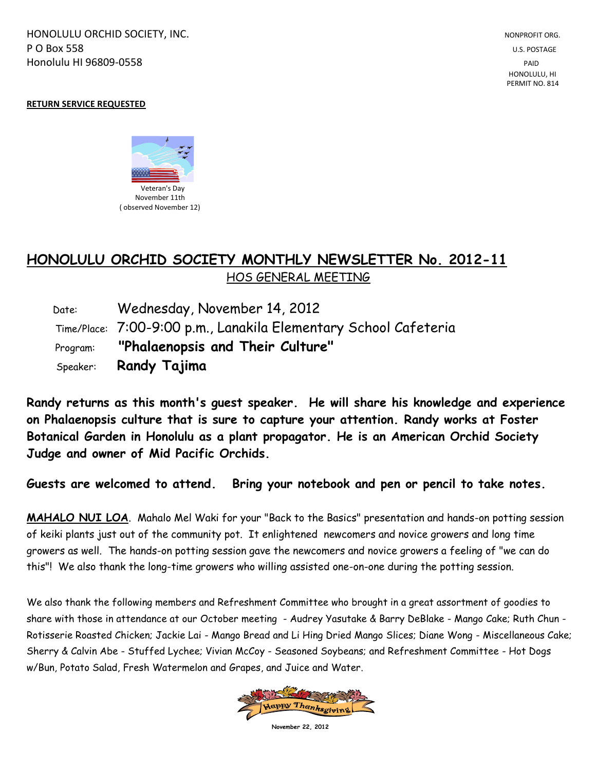HONOLULU ORCHID SOCIETY, INC.
P O Box 558
Honolulu HI 96809-0558

NONPROFIT ORG.
U.S. POSTAGE
PAID
HONOLULU, HI
PERMIT NO. 814

**RETURN SERVICE REQUESTED**

Veteran's Day
November 11th
( observed November 12)

# HONOLULU ORCHID SOCIETY MONTHLY NEWSLETTER No. 2012-11

## HOS GENERAL MEETING

Date: Wednesday, November 14, 2012

Time/Place: 7:00-9:00 p.m., Lanakila Elementary School Cafeteria

Program: **"Phalaenopsis and Their Culture"**

Speaker: **Randy Tajima**

**Randy returns as this month's guest speaker. He will share his knowledge and experience on Phalaenopsis culture that is sure to capture your attention. Randy works at Foster Botanical Garden in Honolulu as a plant propagator. He is an American Orchid Society Judge and owner of Mid Pacific Orchids.**

**Guests are welcomed to attend. Bring your notebook and pen or pencil to take notes.**

**MAHALO NUI LOA**. Mahalo Mel Waki for your "Back to the Basics" presentation and hands-on potting session of keiki plants just out of the community pot. It enlightened newcomers and novice growers and long time growers as well. The hands-on potting session gave the newcomers and novice growers a feeling of "we can do this"! We also thank the long-time growers who willing assisted one-on-one during the potting session.

We also thank the following members and Refreshment Committee who brought in a great assortment of goodies to share with those in attendance at our October meeting - Audrey Yasutake & Barry DeBlake - Mango Cake; Ruth Chun - Rotisserie Roasted Chicken; Jackie Lai - Mango Bread and Li Hing Dried Mango Slices; Diane Wong - Miscellaneous Cake; Sherry & Calvin Abe - Stuffed Lychee; Vivian McCoy - Seasoned Soybeans; and Refreshment Committee - Hot Dogs w/Bun, Potato Salad, Fresh Watermelon and Grapes, and Juice and Water.

Happy Thanksgiving

November 22, 2012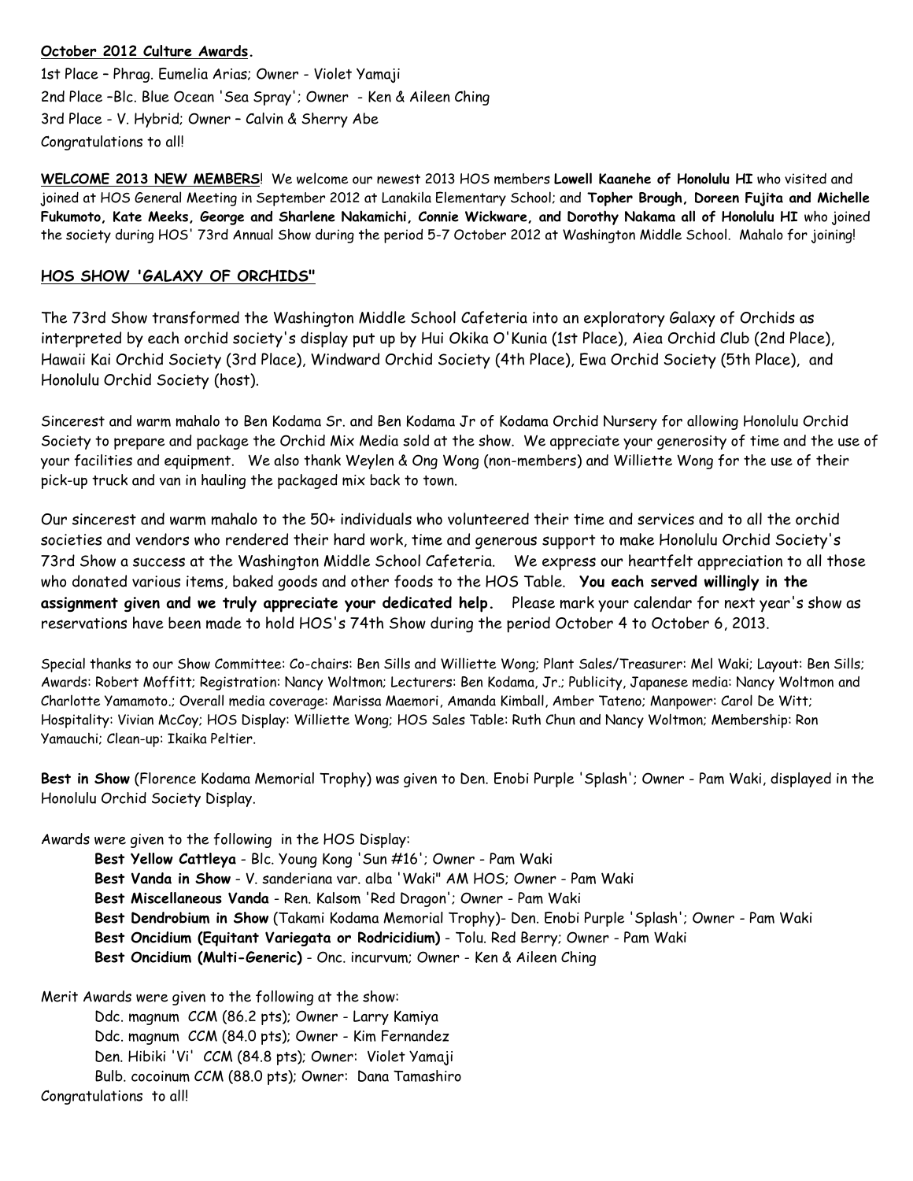**October 2012 Culture Awards.**

1st Place – Phrag. Eumelia Arias; Owner - Violet Yamaji
2nd Place –Blc. Blue Ocean 'Sea Spray'; Owner - Ken & Aileen Ching
3rd Place - V. Hybrid; Owner – Calvin & Sherry Abe
Congratulations to all!

**WELCOME 2013 NEW MEMBERS**! We welcome our newest 2013 HOS members **Lowell Kaanehe of Honolulu HI** who visited and joined at HOS General Meeting in September 2012 at Lanakila Elementary School; and **Topher Brough, Doreen Fujita and Michelle Fukumoto, Kate Meeks, George and Sharlene Nakamichi, Connie Wickware, and Dorothy Nakama all of Honolulu HI** who joined the society during HOS' 73rd Annual Show during the period 5-7 October 2012 at Washington Middle School. Mahalo for joining!

## HOS SHOW 'GALAXY OF ORCHIDS"

The 73rd Show transformed the Washington Middle School Cafeteria into an exploratory Galaxy of Orchids as interpreted by each orchid society's display put up by Hui Okika O'Kunia (1st Place), Aiea Orchid Club (2nd Place), Hawaii Kai Orchid Society (3rd Place), Windward Orchid Society (4th Place), Ewa Orchid Society (5th Place), and Honolulu Orchid Society (host).

Sincerest and warm mahalo to Ben Kodama Sr. and Ben Kodama Jr of Kodama Orchid Nursery for allowing Honolulu Orchid Society to prepare and package the Orchid Mix Media sold at the show. We appreciate your generosity of time and the use of your facilities and equipment. We also thank Weylen & Ong Wong (non-members) and Williette Wong for the use of their pick-up truck and van in hauling the packaged mix back to town.

Our sincerest and warm mahalo to the 50+ individuals who volunteered their time and services and to all the orchid societies and vendors who rendered their hard work, time and generous support to make Honolulu Orchid Society's 73rd Show a success at the Washington Middle School Cafeteria. We express our heartfelt appreciation to all those who donated various items, baked goods and other foods to the HOS Table. **You each served willingly in the assignment given and we truly appreciate your dedicated help.** Please mark your calendar for next year's show as reservations have been made to hold HOS's 74th Show during the period October 4 to October 6, 2013.

Special thanks to our Show Committee: Co-chairs: Ben Sills and Williette Wong; Plant Sales/Treasurer: Mel Waki; Layout: Ben Sills; Awards: Robert Moffitt; Registration: Nancy Woltmon; Lecturers: Ben Kodama, Jr.; Publicity, Japanese media: Nancy Woltmon and Charlotte Yamamoto.; Overall media coverage: Marissa Maemori, Amanda Kimball, Amber Tateno; Manpower: Carol De Witt; Hospitality: Vivian McCoy; HOS Display: Williette Wong; HOS Sales Table: Ruth Chun and Nancy Woltmon; Membership: Ron Yamauchi; Clean-up: Ikaika Peltier.

**Best in Show** (Florence Kodama Memorial Trophy) was given to Den. Enobi Purple 'Splash'; Owner - Pam Waki, displayed in the Honolulu Orchid Society Display.

Awards were given to the following in the HOS Display:

- **Best Yellow Cattleya** - Blc. Young Kong 'Sun #16'; Owner - Pam Waki
- **Best Vanda in Show** - V. sanderiana var. alba 'Waki" AM HOS; Owner - Pam Waki
- **Best Miscellaneous Vanda** - Ren. Kalsom 'Red Dragon'; Owner - Pam Waki
- **Best Dendrobium in Show** (Takami Kodama Memorial Trophy)- Den. Enobi Purple 'Splash'; Owner - Pam Waki
- **Best Oncidium (Equitant Variegata or Rodricidium)** - Tolu. Red Berry; Owner - Pam Waki
- **Best Oncidium (Multi-Generic)** - Onc. incurvum; Owner - Ken & Aileen Ching

Merit Awards were given to the following at the show:

- Ddc. magnum CCM (86.2 pts); Owner - Larry Kamiya
- Ddc. magnum CCM (84.0 pts); Owner - Kim Fernandez
- Den. Hibiki 'Vi' CCM (84.8 pts); Owner: Violet Yamaji
- Bulb. cocoinum CCM (88.0 pts); Owner: Dana Tamashiro

Congratulations to all!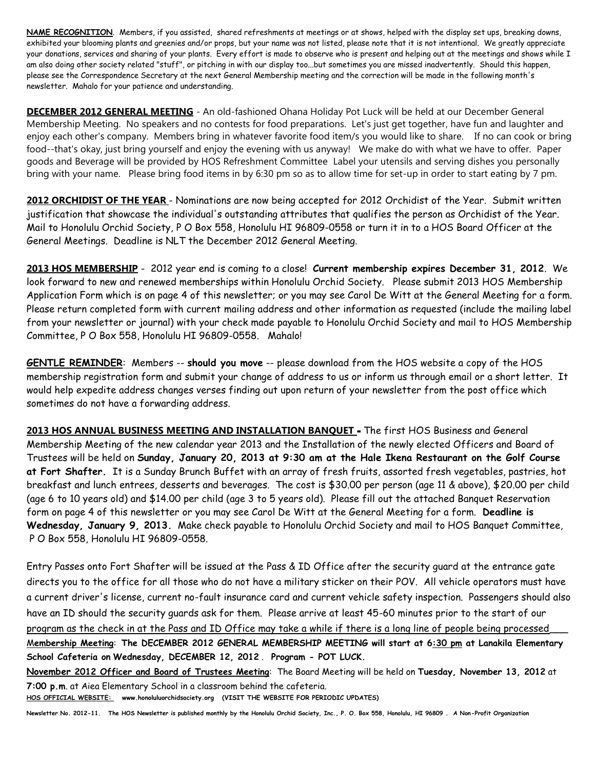**NAME RECOGNITION**. Members, if you assisted, shared refreshments at meetings or at shows, helped with the display set ups, breaking downs, exhibited your blooming plants and greenies and/or props, but your name was not listed, please note that it is not intentional. We greatly appreciate your donations, services and sharing of your plants. Every effort is made to observe who is present and helping out at the meetings and shows while I am also doing other society related "stuff", or pitching in with our display too...but sometimes you are missed inadvertently. Should this happen, please see the Correspondence Secretary at the next General Membership meeting and the correction will be made in the following month's newsletter. Mahalo for your patience and understanding.

**DECEMBER 2012 GENERAL MEETING** - An old-fashioned Ohana Holiday Pot Luck will be held at our December General Membership Meeting. No speakers and no contests for food preparations. Let's just get together, have fun and laughter and enjoy each other's company. Members bring in whatever favorite food item/s you would like to share. If no can cook or bring food--that's okay, just bring yourself and enjoy the evening with us anyway! We make do with what we have to offer. Paper goods and Beverage will be provided by HOS Refreshment Committee Label your utensils and serving dishes you personally bring with your name. Please bring food items in by 6:30 pm so as to allow time for set-up in order to start eating by 7 pm.

**2012 ORCHIDIST OF THE YEAR** - Nominations are now being accepted for 2012 Orchidist of the Year. Submit written justification that showcase the individual's outstanding attributes that qualifies the person as Orchidist of the Year. Mail to Honolulu Orchid Society, P O Box 558, Honolulu HI 96809-0558 or turn it in to a HOS Board Officer at the General Meetings. Deadline is NLT the December 2012 General Meeting.

**2013 HOS MEMBERSHIP** - 2012 year end is coming to a close! **Current membership expires December 31, 2012.** We look forward to new and renewed memberships within Honolulu Orchid Society. Please submit 2013 HOS Membership Application Form which is on page 4 of this newsletter; or you may see Carol De Witt at the General Meeting for a form. Please return completed form with current mailing address and other information as requested (include the mailing label from your newsletter or journal) with your check made payable to Honolulu Orchid Society and mail to HOS Membership Committee, P O Box 558, Honolulu HI 96809-0558. Mahalo!

**GENTLE REMINDER**: Members -- **should you move** -- please download from the HOS website a copy of the HOS membership registration form and submit your change of address to us or inform us through email or a short letter. It would help expedite address changes verses finding out upon return of your newsletter from the post office which sometimes do not have a forwarding address.

**2013 HOS ANNUAL BUSINESS MEETING AND INSTALLATION BANQUET -** The first HOS Business and General Membership Meeting of the new calendar year 2013 and the Installation of the newly elected Officers and Board of Trustees will be held on **Sunday, January 20, 2013 at 9:30 am at the Hale Ikena Restaurant on the Golf Course at Fort Shafter.** It is a Sunday Brunch Buffet with an array of fresh fruits, assorted fresh vegetables, pastries, hot breakfast and lunch entrees, desserts and beverages. The cost is $30.00 per person (age 11 & above), $20.00 per child (age 6 to 10 years old) and $14.00 per child (age 3 to 5 years old). Please fill out the attached Banquet Reservation form on page 4 of this newsletter or you may see Carol De Witt at the General Meeting for a form. **Deadline is Wednesday, January 9, 2013.** Make check payable to Honolulu Orchid Society and mail to HOS Banquet Committee, P O Box 558, Honolulu HI 96809-0558.

Entry Passes onto Fort Shafter will be issued at the Pass & ID Office after the security guard at the entrance gate directs you to the office for all those who do not have a military sticker on their POV. All vehicle operators must have a current driver's license, current no-fault insurance card and current vehicle safety inspection. Passengers should also have an ID should the security guards ask for them. Please arrive at least 45-60 minutes prior to the start of our program as the check in at the Pass and ID Office may take a while if there is a long line of people being processed.

**Membership Meeting**: **The DECEMBER 2012 GENERAL MEMBERSHIP MEETING will start at 6:30 pm at Lanakila Elementary School Cafeteria on Wednesday, DECEMBER 12, 2012 . Program - POT LUCK.**

**November 2012 Officer and Board of Trustees Meeting**: The Board Meeting will be held on **Tuesday, November 13, 2012** at **7:00 p.m.** at Aiea Elementary School in a classroom behind the cafeteria.

**HOS OFFICIAL WEBSITE: www.honoluluorchidsociety.org (VISIT THE WEBSITE FOR PERIODIC UPDATES)**

**Newsletter No. 2012-11. The HOS Newsletter is published monthly by the Honolulu Orchid Society, Inc., P. O. Box 558, Honolulu, HI 96809 . A Non-Profit Organization**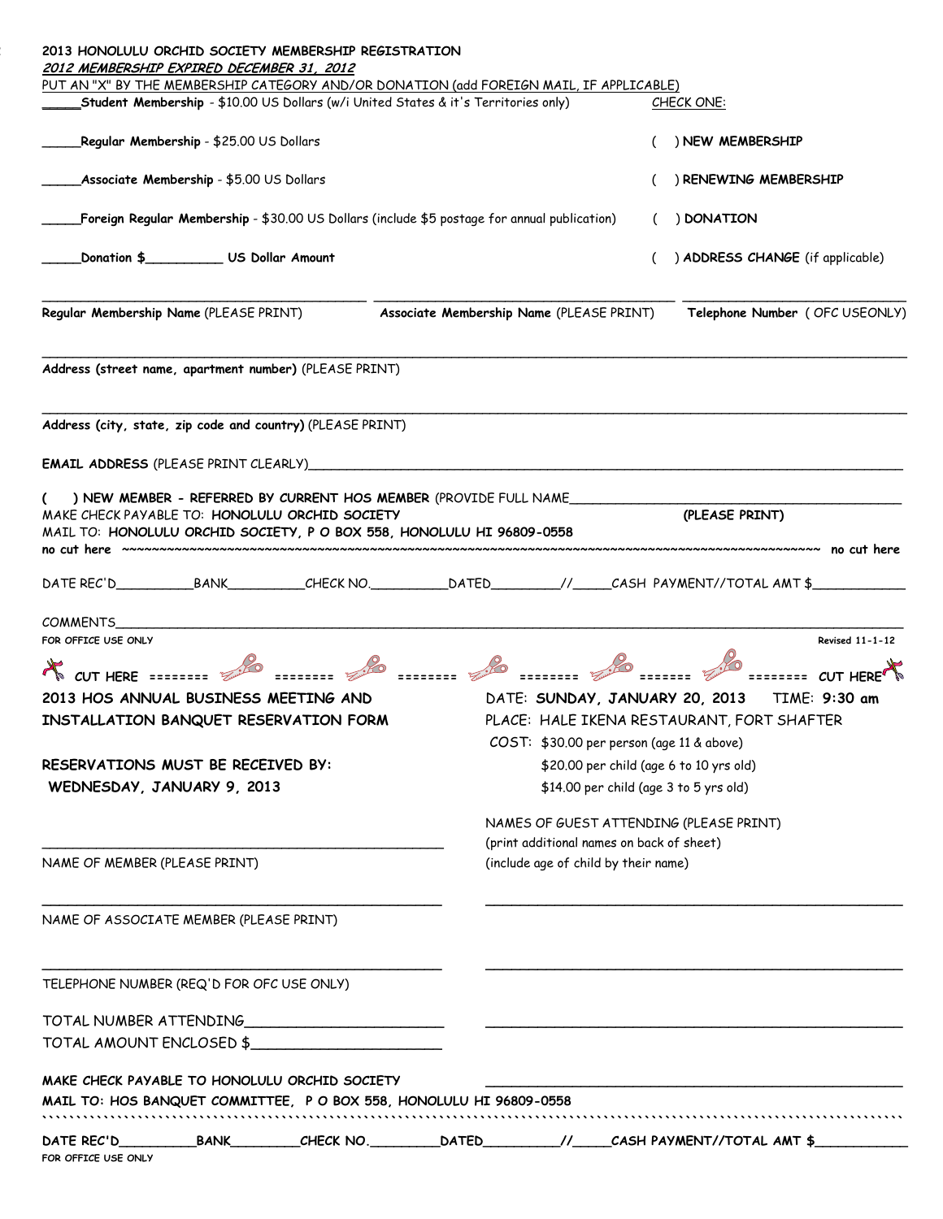2013 HONOLULU ORCHID SOCIETY MEMBERSHIP REGISTRATION

***2012 MEMBERSHIP EXPIRED DECEMBER 31, 2012***

PUT AN "X" BY THE MEMBERSHIP CATEGORY AND/OR DONATION (add FOREIGN MAIL, IF APPLICABLE)

_____**Student Membership** - $10.00 US Dollars (w/i United States & it's Territories only)

_____**Regular Membership** - $25.00 US Dollars

_____**Associate Membership** - $5.00 US Dollars

_____**Foreign Regular Membership** - $30.00 US Dollars (include $5 postage for annual publication)

_____**Donation $**__________ **US Dollar Amount**

CHECK ONE:

( ) **NEW MEMBERSHIP**

( ) **RENEWING MEMBERSHIP**

( ) **DONATION**

( ) **ADDRESS CHANGE** (if applicable)

______________________________ ______________________________ ______________________________

**Regular Membership Name** (PLEASE PRINT) **Associate Membership Name** (PLEASE PRINT) **Telephone Number** ( OFC USEONLY)

______________________________________________________________________________

**Address (street name, apartment number)** (PLEASE PRINT)

______________________________________________________________________________

**Address (city, state, zip code and country)** (PLEASE PRINT)

**EMAIL ADDRESS** (PLEASE PRINT CLEARLY)______________________________________________

( ) **NEW MEMBER - REFERRED BY CURRENT HOS MEMBER** (PROVIDE FULL NAME______________________________ **(PLEASE PRINT)**

MAKE CHECK PAYABLE TO: **HONOLULU ORCHID SOCIETY**

MAIL TO: **HONOLULU ORCHID SOCIETY, P O BOX 558, HONOLULU HI 96809-0558**

**no cut here** ~~~~~~~~~~~~~~~~~~~~~~~~~~~~~~~~~~~~~~~~~~~~~~~~~~~~~~~~~~~~~~~ **no cut here**

DATE REC'D__________BANK__________CHECK NO.__________DATED_________//_____CASH PAYMENT//TOTAL AMT $____________

COMMENTS______________________________________________________________________________

FOR OFFICE USE ONLY

Revised 11-1-12

CUT HERE ======== ======== ======== ======== ======= ======== CUT HERE

**2013 HOS ANNUAL BUSINESS MEETING AND INSTALLATION BANQUET RESERVATION FORM**

**RESERVATIONS MUST BE RECEIVED BY: WEDNESDAY, JANUARY 9, 2013**

DATE: **SUNDAY, JANUARY 20, 2013** TIME: **9:30 am**

PLACE: HALE IKENA RESTAURANT, FORT SHAFTER

COST: $30.00 per person (age 11 & above)

$20.00 per child (age 6 to 10 yrs old)

$14.00 per child (age 3 to 5 yrs old)

NAMES OF GUEST ATTENDING (PLEASE PRINT)
(print additional names on back of sheet)
(include age of child by their name)

______________________________

______________________________

______________________________

______________________________

______________________________

NAME OF MEMBER (PLEASE PRINT)

______________________________

NAME OF ASSOCIATE MEMBER (PLEASE PRINT)

______________________________

TELEPHONE NUMBER (REQ'D FOR OFC USE ONLY)

TOTAL NUMBER ATTENDING______________________

TOTAL AMOUNT ENCLOSED $______________________

**MAKE CHECK PAYABLE TO HONOLULU ORCHID SOCIETY**

**MAIL TO: HOS BANQUET COMMITTEE, P O BOX 558, HONOLULU HI 96809-0558**

**DATE REC'D**__________**BANK**_________**CHECK NO.**_________**DATED**__________**//**_____**CASH PAYMENT//TOTAL AMT $**____________

**FOR OFFICE USE ONLY**